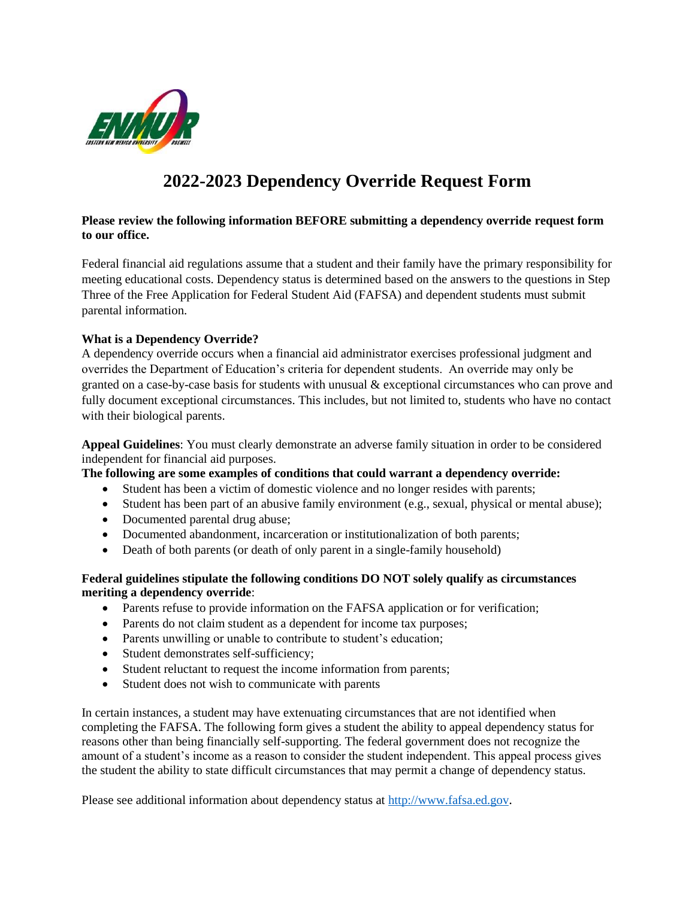# 2022-2023 Dependency Override Request Form

**Please review the following information BEFORE submitting a dependency override request form to our office.**

Federal financial aid regulations assume that a student and their family have the primary responsibility for meeting educational costs. Dependency status is determined based on the answers to the questions in Step Three of the Free Application for Federal Student Aid (FAFSA) and dependent students must submit parental information.

**What is a Dependency Override?**
A dependency override occurs when a financial aid administrator exercises professional judgment and overrides the Department of Education's criteria for dependent students. An override may only be granted on a case-by-case basis for students with unusual & exceptional circumstances who can prove and fully document exceptional circumstances. This includes, but not limited to, students who have no contact with their biological parents.

**Appeal Guidelines**: You must clearly demonstrate an adverse family situation in order to be considered independent for financial aid purposes.

**The following are some examples of conditions that could warrant a dependency override:**

- Student has been a victim of domestic violence and no longer resides with parents;
- Student has been part of an abusive family environment (e.g., sexual, physical or mental abuse);
- Documented parental drug abuse;
- Documented abandonment, incarceration or institutionalization of both parents;
- Death of both parents (or death of only parent in a single-family household)

**Federal guidelines stipulate the following conditions DO NOT solely qualify as circumstances meriting a dependency override**:

- Parents refuse to provide information on the FAFSA application or for verification;
- Parents do not claim student as a dependent for income tax purposes;
- Parents unwilling or unable to contribute to student's education;
- Student demonstrates self-sufficiency;
- Student reluctant to request the income information from parents;
- Student does not wish to communicate with parents

In certain instances, a student may have extenuating circumstances that are not identified when completing the FAFSA. The following form gives a student the ability to appeal dependency status for reasons other than being financially self-supporting. The federal government does not recognize the amount of a student's income as a reason to consider the student independent. This appeal process gives the student the ability to state difficult circumstances that may permit a change of dependency status.

Please see additional information about dependency status at http://www.fafsa.ed.gov.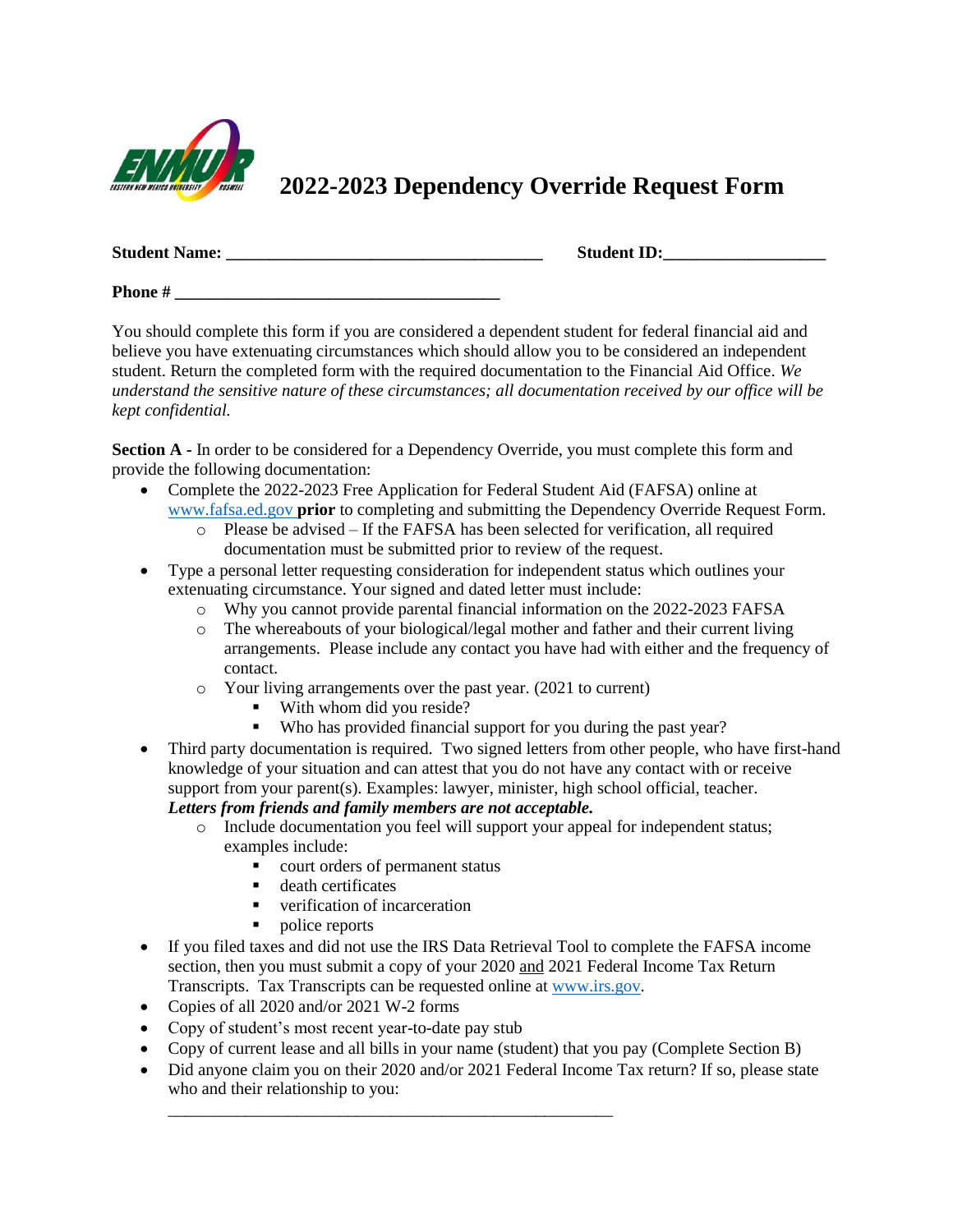# 2022-2023 Dependency Override Request Form

**Student Name: ____________________________________** **Student ID:__________________**

**Phone # _____________________________________**

You should complete this form if you are considered a dependent student for federal financial aid and believe you have extenuating circumstances which should allow you to be considered an independent student. Return the completed form with the required documentation to the Financial Aid Office. *We understand the sensitive nature of these circumstances; all documentation received by our office will be kept confidential.*

**Section A -** In order to be considered for a Dependency Override, you must complete this form and provide the following documentation:

- Complete the 2022-2023 Free Application for Federal Student Aid (FAFSA) online at www.fafsa.ed.gov **prior** to completing and submitting the Dependency Override Request Form.
  - Please be advised – If the FAFSA has been selected for verification, all required documentation must be submitted prior to review of the request.
- Type a personal letter requesting consideration for independent status which outlines your extenuating circumstance. Your signed and dated letter must include:
  - Why you cannot provide parental financial information on the 2022-2023 FAFSA
  - The whereabouts of your biological/legal mother and father and their current living arrangements. Please include any contact you have had with either and the frequency of contact.
  - Your living arrangements over the past year. (2021 to current)
    - With whom did you reside?
    - Who has provided financial support for you during the past year?
- Third party documentation is required. Two signed letters from other people, who have first-hand knowledge of your situation and can attest that you do not have any contact with or receive support from your parent(s). Examples: lawyer, minister, high school official, teacher. ***Letters from friends and family members are not acceptable.***
  - Include documentation you feel will support your appeal for independent status; examples include:
    - court orders of permanent status
    - death certificates
    - verification of incarceration
    - police reports
- If you filed taxes and did not use the IRS Data Retrieval Tool to complete the FAFSA income section, then you must submit a copy of your 2020 and 2021 Federal Income Tax Return Transcripts. Tax Transcripts can be requested online at www.irs.gov.
- Copies of all 2020 and/or 2021 W-2 forms
- Copy of student's most recent year-to-date pay stub
- Copy of current lease and all bills in your name (student) that you pay (Complete Section B)
- Did anyone claim you on their 2020 and/or 2021 Federal Income Tax return? If so, please state who and their relationship to you:

  ______________________________________________________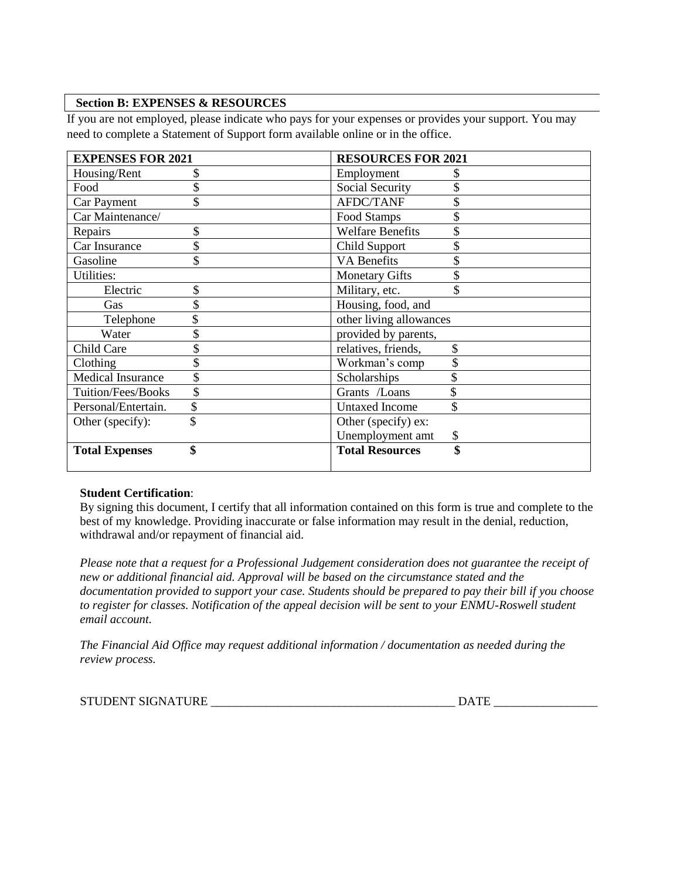**Section B: EXPENSES & RESOURCES**

If you are not employed, please indicate who pays for your expenses or provides your support. You may need to complete a Statement of Support form available online or in the office.

| EXPENSES FOR 2021 | | RESOURCES FOR 2021 | |
|---|---|---|---|
| Housing/Rent | $ | Employment | $ |
| Food | $ | Social Security | $ |
| Car Payment | $ | AFDC/TANF | $ |
| Car Maintenance/ | | Food Stamps | $ |
| Repairs | $ | Welfare Benefits | $ |
| Car Insurance | $ | Child Support | $ |
| Gasoline | $ | VA Benefits | $ |
| Utilities: | | Monetary Gifts | $ |
| Electric | $ | Military, etc. | $ |
| Gas | $ | Housing, food, and | |
| Telephone | $ | other living allowances | |
| Water | $ | provided by parents, | |
| Child Care | $ | relatives, friends, | $ |
| Clothing | $ | Workman's comp | $ |
| Medical Insurance | $ | Scholarships | $ |
| Tuition/Fees/Books | $ | Grants /Loans | $ |
| Personal/Entertain. | $ | Untaxed Income | $ |
| Other (specify): | $ | Other (specify) ex: | |
| | | Unemployment amt | $ |
| **Total Expenses** | **$** | **Total Resources** | **$** |

**Student Certification**:

By signing this document, I certify that all information contained on this form is true and complete to the best of my knowledge. Providing inaccurate or false information may result in the denial, reduction, withdrawal and/or repayment of financial aid.

*Please note that a request for a Professional Judgement consideration does not guarantee the receipt of new or additional financial aid. Approval will be based on the circumstance stated and the documentation provided to support your case. Students should be prepared to pay their bill if you choose to register for classes. Notification of the appeal decision will be sent to your ENMU-Roswell student email account.*

*The Financial Aid Office may request additional information / documentation as needed during the review process.*

STUDENT SIGNATURE ________________________________________ DATE _________________